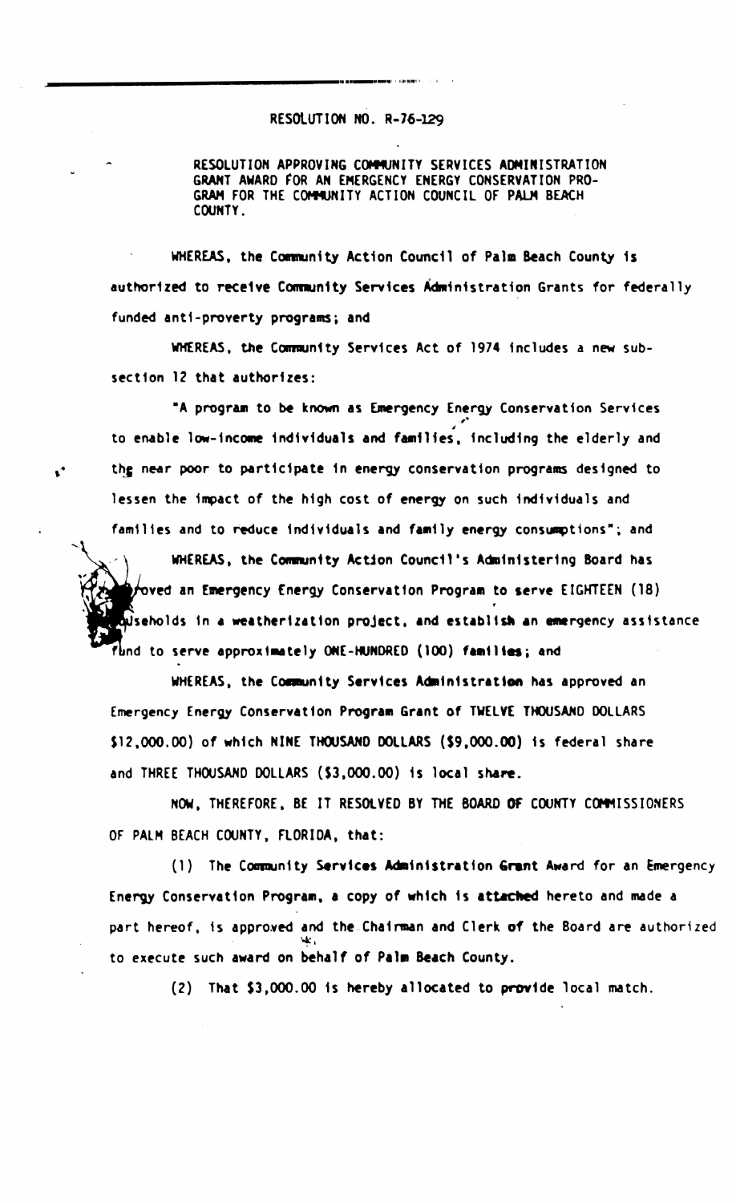# RESOLUTION NO. R-76-129

RESOLUTION APPROVING COMMUNITY SERVICES ADMINISTRATION GRANT AWARD FOR AN EMERGENCY ENERGY CONSERVATION PROGRAM FOR THE COMMUNITY ACTION COUNCIL OF PALM BEACH COUNTY.

WHEREAS, the Community Action Council of Palm Beach County is authorized to receive Community Services Administration Grants for federally funded anti-proverty programs; and

WHEREAS, the Community Services Act of 1974 includes a new subsection 12 that authorizes:

"A program to be known as Emergency Energy Conservation Services to enable low-income individuals and families, including the elderly and the near poor to participate in energy conservation programs designed to lessen the impact of the high cost of energy on such individuals and families and to reduce individuals and family energy consumptions"; and

WHEREAS, the Community Action Council's Administering Board has approved an Emergency Energy Conservation Program to serve EIGHTEEN (18) households in a weatherization project, and establish an emergency assistance fund to serve approximately ONE-HUNDRED (100) families; and

WHEREAS, the Community Services Administration has approved an Emergency Energy Conservation Program Grant of TWELVE THOUSAND DOLLARS $12,000.00) of which NINE THOUSAND DOLLARS ($9,000.00) is federal share and THREE THOUSAND DOLLARS ($3,000.00) is local share.

NOW, THEREFORE, BE IT RESOLVED BY THE BOARD OF COUNTY COMMISSIONERS OF PALM BEACH COUNTY, FLORIDA, that:

(1) The Community Services Administration Grant Award for an Emergency Energy Conservation Program, a copy of which is attached hereto and made a part hereof, is approved and the Chairman and Clerk of the Board are authorized to execute such award on behalf of Palm Beach County.

(2) That $3,000.00 is hereby allocated to provide local match.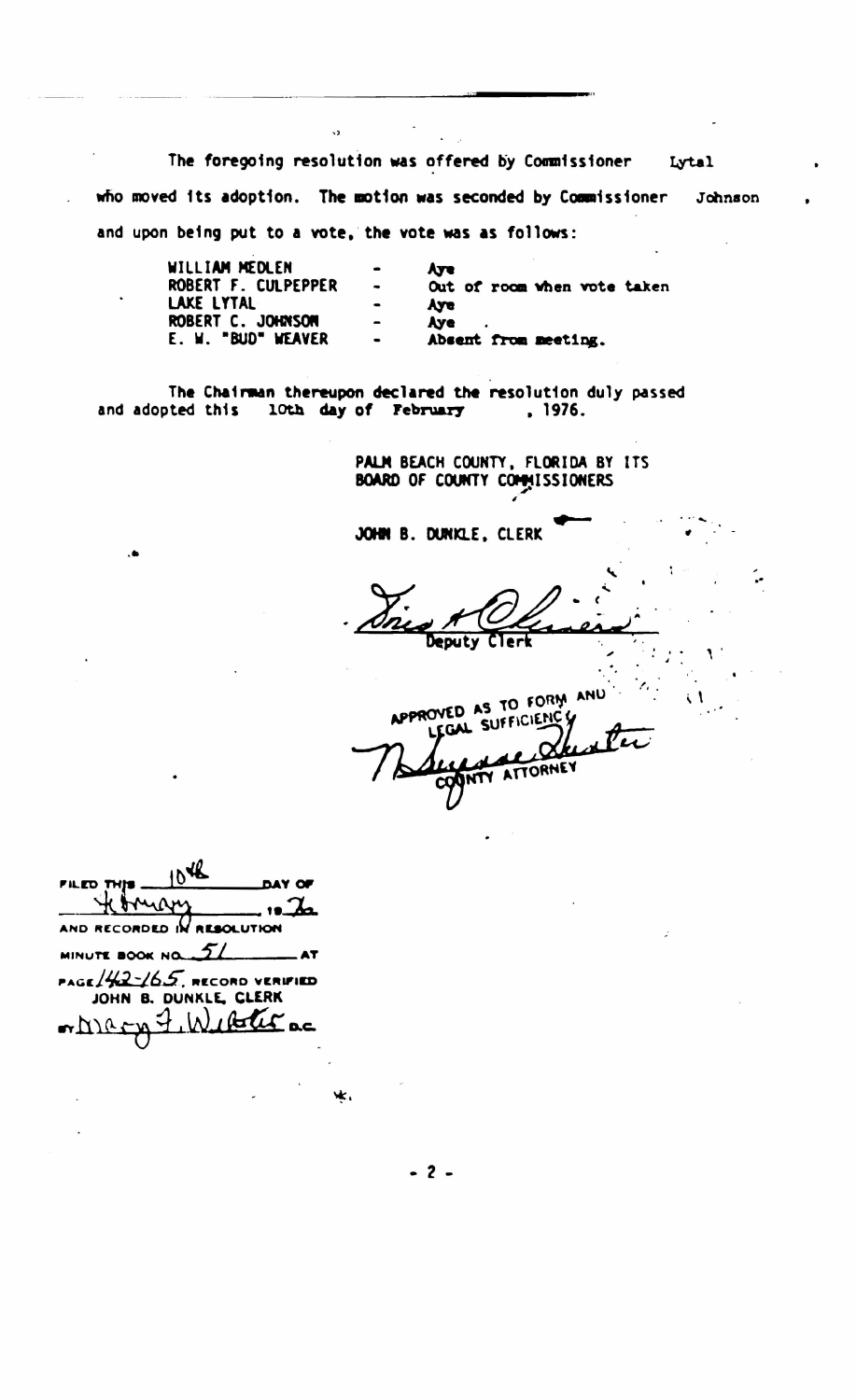The foregoing resolution was offered by Commissioner Lytal who moved its adoption. The motion was seconded by Commissioner Johnson and upon being put to a vote, the vote was as follows:

| | | |
|---|---|---|
| WILLIAM MEDLEN | - | Aye |
| ROBERT F. CULPEPPER | - | Out of room when vote taken |
| LAKE LYTAL | - | Aye |
| ROBERT C. JOHNSON | - | Aye |
| E. W. "BUD" WEAVER | - | Absent from meeting. |

The Chairman thereupon declared the resolution duly passed and adopted this 10th day of February, 1976.

PALM BEACH COUNTY, FLORIDA BY ITS BOARD OF COUNTY COMMISSIONERS

JOHN B. DUNKLE, CLERK

Deputy Clerk

APPROVED AS TO FORM AND LEGAL SUFFICIENCY

COUNTY ATTORNEY

FILED THIS 10th DAY OF February 1976 AND RECORDED IN RESOLUTION MINUTE BOOK NO. 51 AT PAGE 142-165, RECORD VERIFIED
JOHN B. DUNKLE, CLERK
BY Mary F. Webster D.C.